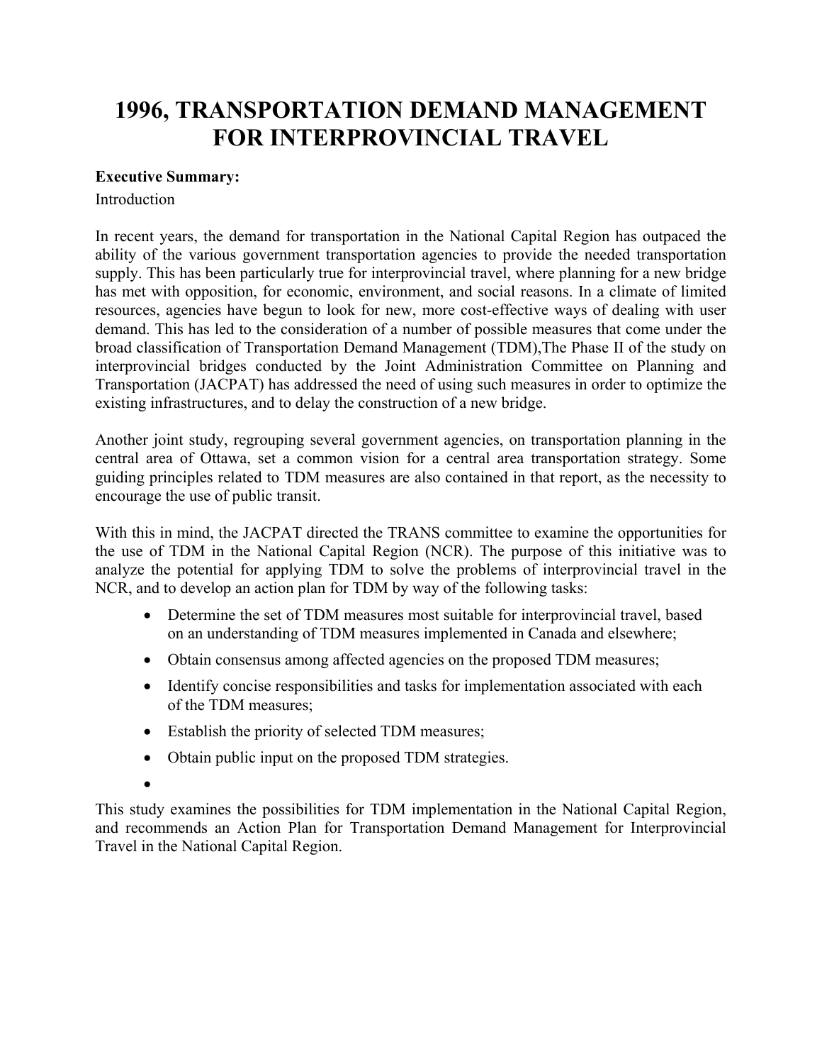# 1996, TRANSPORTATION DEMAND MANAGEMENT FOR INTERPROVINCIAL TRAVEL

**Executive Summary:**

Introduction

In recent years, the demand for transportation in the National Capital Region has outpaced the ability of the various government transportation agencies to provide the needed transportation supply. This has been particularly true for interprovincial travel, where planning for a new bridge has met with opposition, for economic, environment, and social reasons. In a climate of limited resources, agencies have begun to look for new, more cost-effective ways of dealing with user demand. This has led to the consideration of a number of possible measures that come under the broad classification of Transportation Demand Management (TDM),The Phase II of the study on interprovincial bridges conducted by the Joint Administration Committee on Planning and Transportation (JACPAT) has addressed the need of using such measures in order to optimize the existing infrastructures, and to delay the construction of a new bridge.

Another joint study, regrouping several government agencies, on transportation planning in the central area of Ottawa, set a common vision for a central area transportation strategy. Some guiding principles related to TDM measures are also contained in that report, as the necessity to encourage the use of public transit.

With this in mind, the JACPAT directed the TRANS committee to examine the opportunities for the use of TDM in the National Capital Region (NCR). The purpose of this initiative was to analyze the potential for applying TDM to solve the problems of interprovincial travel in the NCR, and to develop an action plan for TDM by way of the following tasks:

- Determine the set of TDM measures most suitable for interprovincial travel, based on an understanding of TDM measures implemented in Canada and elsewhere;
- Obtain consensus among affected agencies on the proposed TDM measures;
- Identify concise responsibilities and tasks for implementation associated with each of the TDM measures;
- Establish the priority of selected TDM measures;
- Obtain public input on the proposed TDM strategies.

This study examines the possibilities for TDM implementation in the National Capital Region, and recommends an Action Plan for Transportation Demand Management for Interprovincial Travel in the National Capital Region.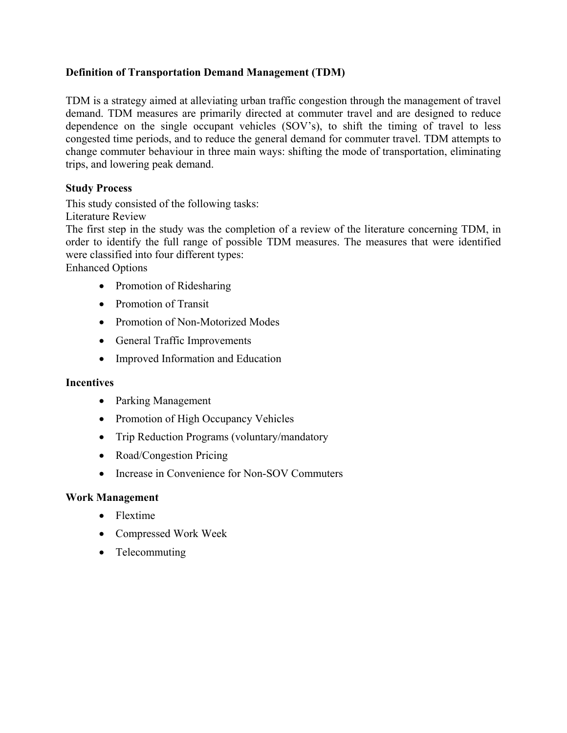**Definition of Transportation Demand Management (TDM)**

TDM is a strategy aimed at alleviating urban traffic congestion through the management of travel demand. TDM measures are primarily directed at commuter travel and are designed to reduce dependence on the single occupant vehicles (SOV's), to shift the timing of travel to less congested time periods, and to reduce the general demand for commuter travel. TDM attempts to change commuter behaviour in three main ways: shifting the mode of transportation, eliminating trips, and lowering peak demand.

**Study Process**

This study consisted of the following tasks:

Literature Review

The first step in the study was the completion of a review of the literature concerning TDM, in order to identify the full range of possible TDM measures. The measures that were identified were classified into four different types:

Enhanced Options

- Promotion of Ridesharing
- Promotion of Transit
- Promotion of Non-Motorized Modes
- General Traffic Improvements
- Improved Information and Education

**Incentives**

- Parking Management
- Promotion of High Occupancy Vehicles
- Trip Reduction Programs (voluntary/mandatory
- Road/Congestion Pricing
- Increase in Convenience for Non-SOV Commuters

**Work Management**

- Flextime
- Compressed Work Week
- Telecommuting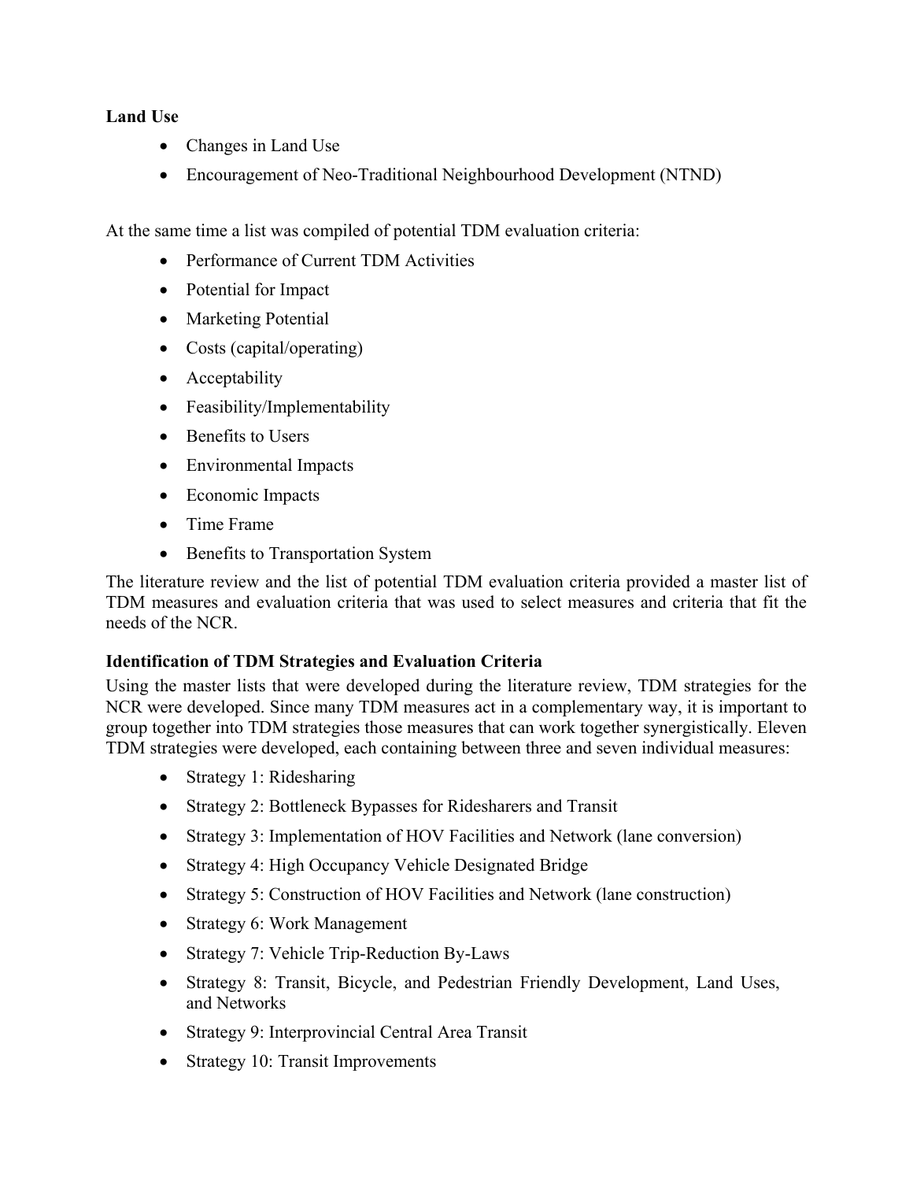**Land Use**

- Changes in Land Use
- Encouragement of Neo-Traditional Neighbourhood Development (NTND)

At the same time a list was compiled of potential TDM evaluation criteria:

- Performance of Current TDM Activities
- Potential for Impact
- Marketing Potential
- Costs (capital/operating)
- Acceptability
- Feasibility/Implementability
- Benefits to Users
- Environmental Impacts
- Economic Impacts
- Time Frame
- Benefits to Transportation System

The literature review and the list of potential TDM evaluation criteria provided a master list of TDM measures and evaluation criteria that was used to select measures and criteria that fit the needs of the NCR.

**Identification of TDM Strategies and Evaluation Criteria**

Using the master lists that were developed during the literature review, TDM strategies for the NCR were developed. Since many TDM measures act in a complementary way, it is important to group together into TDM strategies those measures that can work together synergistically. Eleven TDM strategies were developed, each containing between three and seven individual measures:

- Strategy 1: Ridesharing
- Strategy 2: Bottleneck Bypasses for Ridesharers and Transit
- Strategy 3: Implementation of HOV Facilities and Network (lane conversion)
- Strategy 4: High Occupancy Vehicle Designated Bridge
- Strategy 5: Construction of HOV Facilities and Network (lane construction)
- Strategy 6: Work Management
- Strategy 7: Vehicle Trip-Reduction By-Laws
- Strategy 8: Transit, Bicycle, and Pedestrian Friendly Development, Land Uses, and Networks
- Strategy 9: Interprovincial Central Area Transit
- Strategy 10: Transit Improvements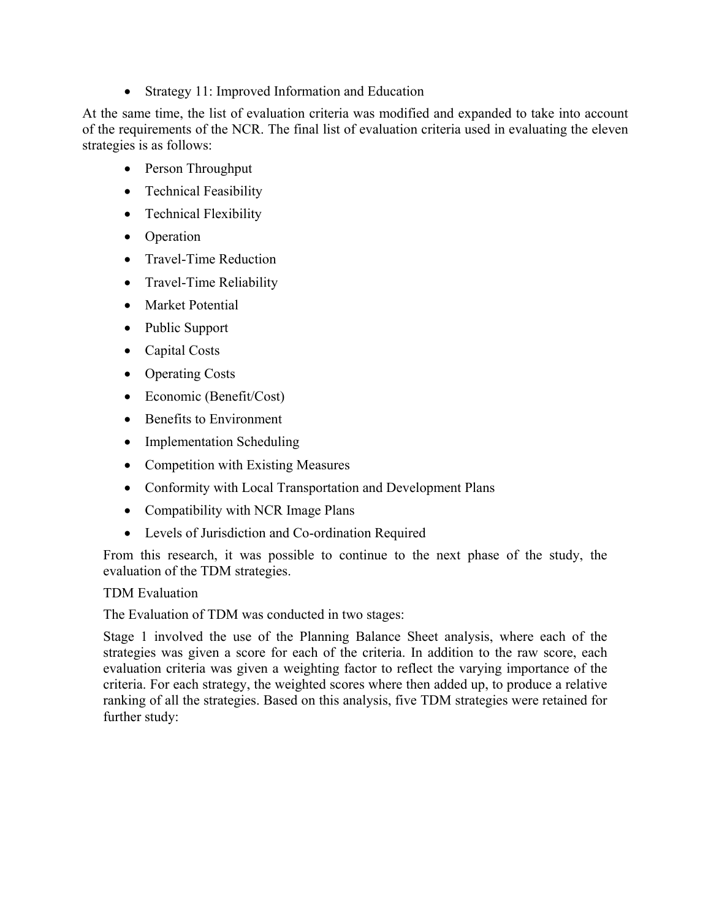- Strategy 11: Improved Information and Education

At the same time, the list of evaluation criteria was modified and expanded to take into account of the requirements of the NCR. The final list of evaluation criteria used in evaluating the eleven strategies is as follows:

- Person Throughput
- Technical Feasibility
- Technical Flexibility
- Operation
- Travel-Time Reduction
- Travel-Time Reliability
- Market Potential
- Public Support
- Capital Costs
- Operating Costs
- Economic (Benefit/Cost)
- Benefits to Environment
- Implementation Scheduling
- Competition with Existing Measures
- Conformity with Local Transportation and Development Plans
- Compatibility with NCR Image Plans
- Levels of Jurisdiction and Co-ordination Required

From this research, it was possible to continue to the next phase of the study, the evaluation of the TDM strategies.

TDM Evaluation

The Evaluation of TDM was conducted in two stages:

Stage 1 involved the use of the Planning Balance Sheet analysis, where each of the strategies was given a score for each of the criteria. In addition to the raw score, each evaluation criteria was given a weighting factor to reflect the varying importance of the criteria. For each strategy, the weighted scores where then added up, to produce a relative ranking of all the strategies. Based on this analysis, five TDM strategies were retained for further study: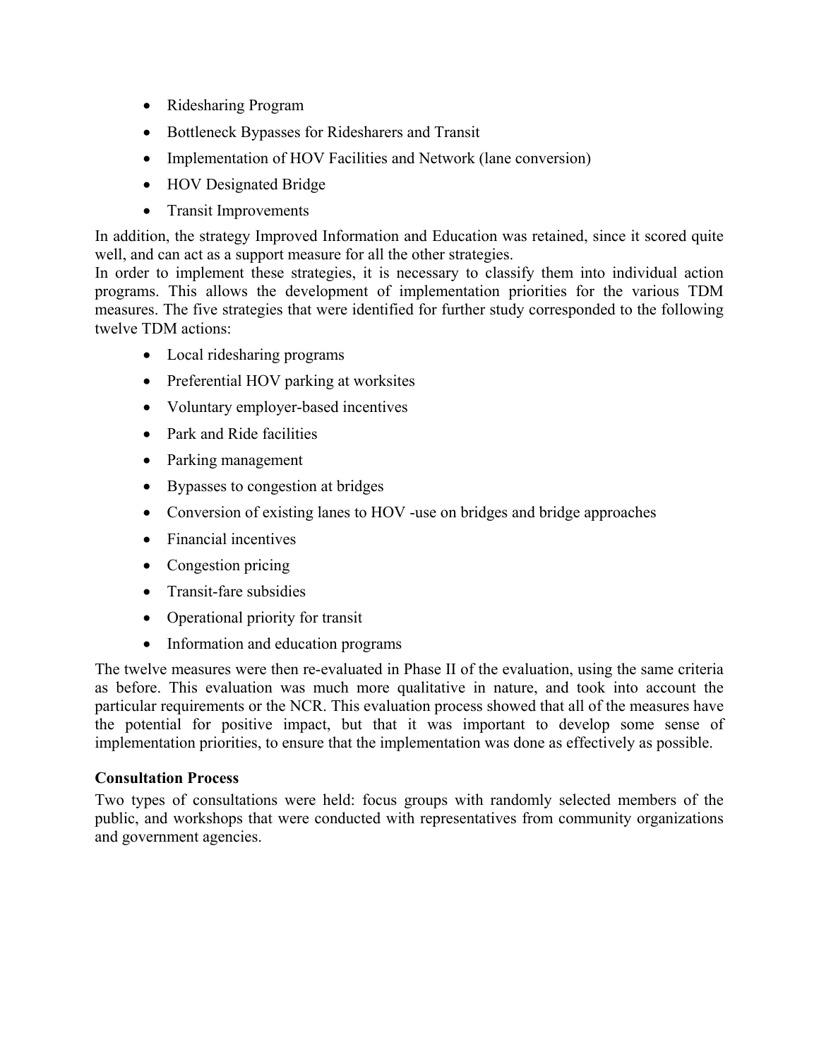- Ridesharing Program
- Bottleneck Bypasses for Ridesharers and Transit
- Implementation of HOV Facilities and Network (lane conversion)
- HOV Designated Bridge
- Transit Improvements

In addition, the strategy Improved Information and Education was retained, since it scored quite well, and can act as a support measure for all the other strategies.

In order to implement these strategies, it is necessary to classify them into individual action programs. This allows the development of implementation priorities for the various TDM measures. The five strategies that were identified for further study corresponded to the following twelve TDM actions:

- Local ridesharing programs
- Preferential HOV parking at worksites
- Voluntary employer-based incentives
- Park and Ride facilities
- Parking management
- Bypasses to congestion at bridges
- Conversion of existing lanes to HOV -use on bridges and bridge approaches
- Financial incentives
- Congestion pricing
- Transit-fare subsidies
- Operational priority for transit
- Information and education programs

The twelve measures were then re-evaluated in Phase II of the evaluation, using the same criteria as before. This evaluation was much more qualitative in nature, and took into account the particular requirements or the NCR. This evaluation process showed that all of the measures have the potential for positive impact, but that it was important to develop some sense of implementation priorities, to ensure that the implementation was done as effectively as possible.

**Consultation Process**

Two types of consultations were held: focus groups with randomly selected members of the public, and workshops that were conducted with representatives from community organizations and government agencies.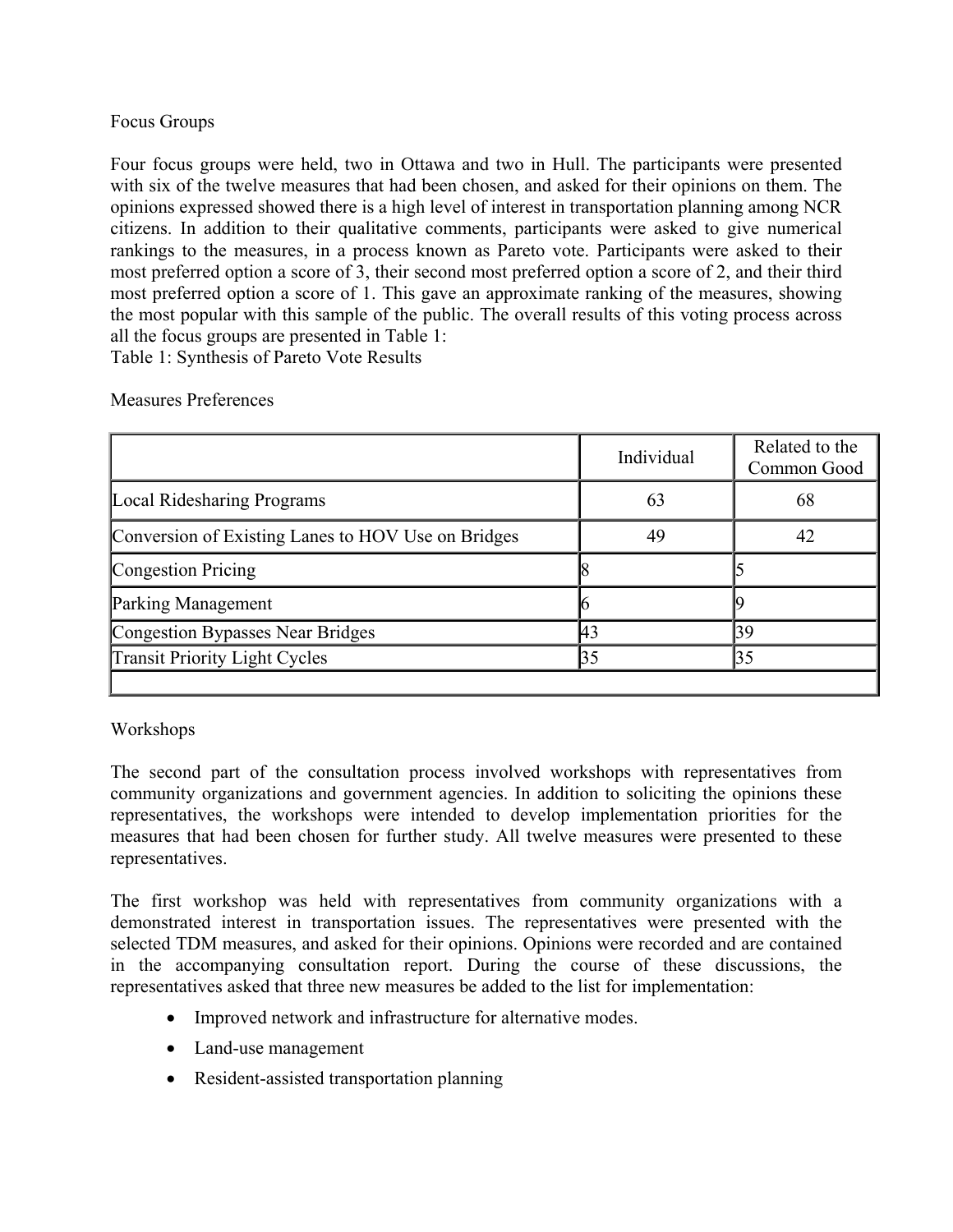Focus Groups

Four focus groups were held, two in Ottawa and two in Hull. The participants were presented with six of the twelve measures that had been chosen, and asked for their opinions on them. The opinions expressed showed there is a high level of interest in transportation planning among NCR citizens. In addition to their qualitative comments, participants were asked to give numerical rankings to the measures, in a process known as Pareto vote. Participants were asked to their most preferred option a score of 3, their second most preferred option a score of 2, and their third most preferred option a score of 1. This gave an approximate ranking of the measures, showing the most popular with this sample of the public. The overall results of this voting process across all the focus groups are presented in Table 1:

Table 1: Synthesis of Pareto Vote Results

Measures Preferences

| | Individual | Related to the Common Good |
|---|---|---|
| Local Ridesharing Programs | 63 | 68 |
| Conversion of Existing Lanes to HOV Use on Bridges | 49 | 42 |
| Congestion Pricing | 8 | 5 |
| Parking Management | 6 | 9 |
| Congestion Bypasses Near Bridges | 43 | 39 |
| Transit Priority Light Cycles | 35 | 35 |
| | | |

Workshops

The second part of the consultation process involved workshops with representatives from community organizations and government agencies. In addition to soliciting the opinions these representatives, the workshops were intended to develop implementation priorities for the measures that had been chosen for further study. All twelve measures were presented to these representatives.

The first workshop was held with representatives from community organizations with a demonstrated interest in transportation issues. The representatives were presented with the selected TDM measures, and asked for their opinions. Opinions were recorded and are contained in the accompanying consultation report. During the course of these discussions, the representatives asked that three new measures be added to the list for implementation:

- Improved network and infrastructure for alternative modes.
- Land-use management
- Resident-assisted transportation planning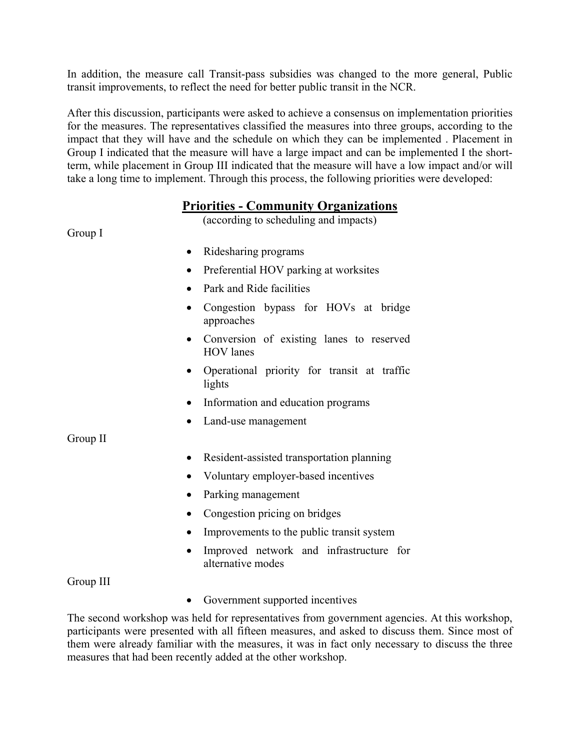In addition, the measure call Transit-pass subsidies was changed to the more general, Public transit improvements, to reflect the need for better public transit in the NCR.

After this discussion, participants were asked to achieve a consensus on implementation priorities for the measures. The representatives classified the measures into three groups, according to the impact that they will have and the schedule on which they can be implemented . Placement in Group I indicated that the measure will have a large impact and can be implemented I the short-term, while placement in Group III indicated that the measure will have a low impact and/or will take a long time to implement. Through this process, the following priorities were developed:

## Priorities - Community Organizations

(according to scheduling and impacts)

Group I

- Ridesharing programs
- Preferential HOV parking at worksites
- Park and Ride facilities
- Congestion bypass for HOVs at bridge approaches
- Conversion of existing lanes to reserved HOV lanes
- Operational priority for transit at traffic lights
- Information and education programs
- Land-use management

Group II

- Resident-assisted transportation planning
- Voluntary employer-based incentives
- Parking management
- Congestion pricing on bridges
- Improvements to the public transit system
- Improved network and infrastructure for alternative modes

Group III

- Government supported incentives

The second workshop was held for representatives from government agencies. At this workshop, participants were presented with all fifteen measures, and asked to discuss them. Since most of them were already familiar with the measures, it was in fact only necessary to discuss the three measures that had been recently added at the other workshop.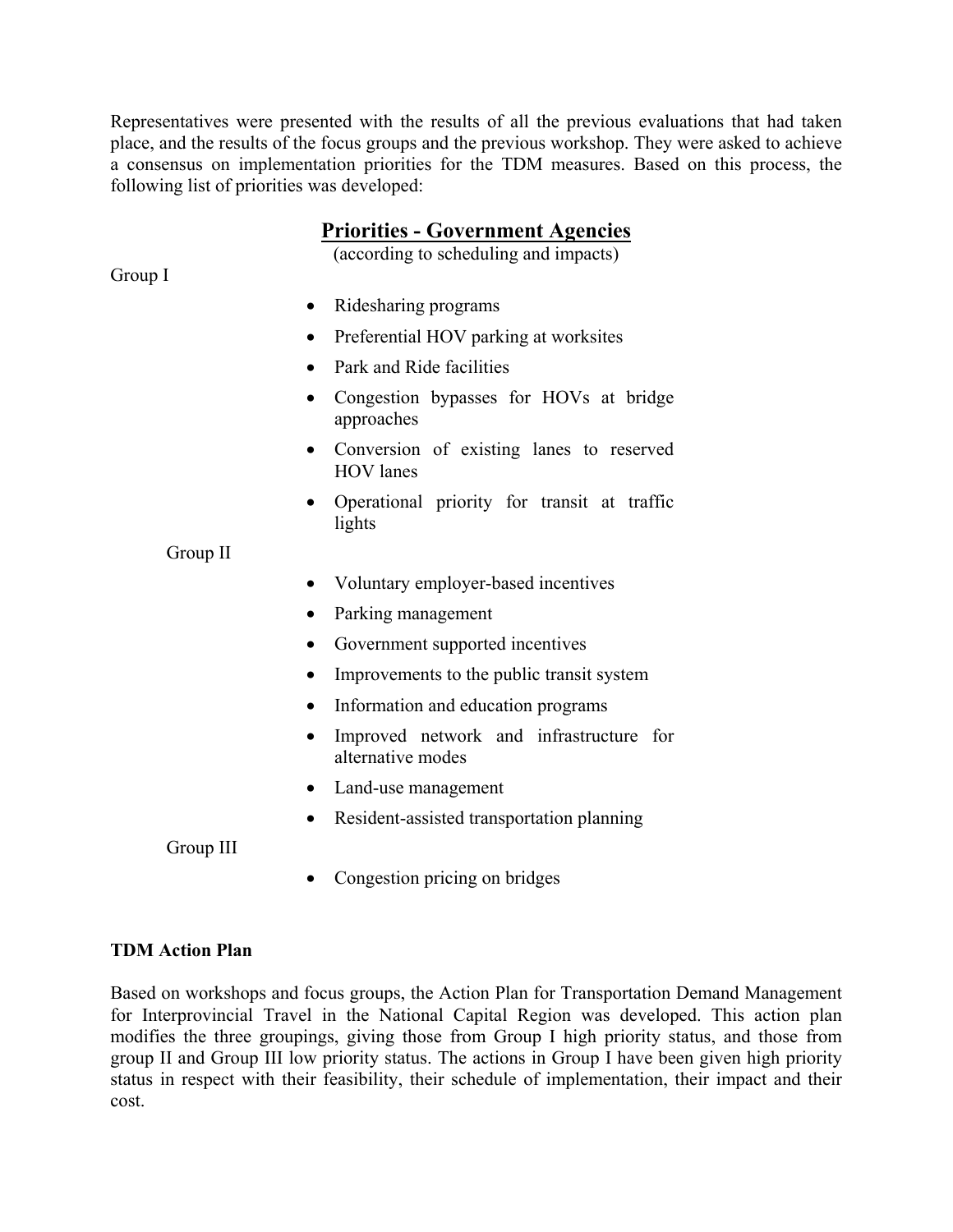Representatives were presented with the results of all the previous evaluations that had taken place, and the results of the focus groups and the previous workshop. They were asked to achieve a consensus on implementation priorities for the TDM measures. Based on this process, the following list of priorities was developed:

## Priorities - Government Agencies

(according to scheduling and impacts)

Group I

- Ridesharing programs
- Preferential HOV parking at worksites
- Park and Ride facilities
- Congestion bypasses for HOVs at bridge approaches
- Conversion of existing lanes to reserved HOV lanes
- Operational priority for transit at traffic lights

Group II

- Voluntary employer-based incentives
- Parking management
- Government supported incentives
- Improvements to the public transit system
- Information and education programs
- Improved network and infrastructure for alternative modes
- Land-use management
- Resident-assisted transportation planning

Group III

- Congestion pricing on bridges

**TDM Action Plan**

Based on workshops and focus groups, the Action Plan for Transportation Demand Management for Interprovincial Travel in the National Capital Region was developed. This action plan modifies the three groupings, giving those from Group I high priority status, and those from group II and Group III low priority status. The actions in Group I have been given high priority status in respect with their feasibility, their schedule of implementation, their impact and their cost.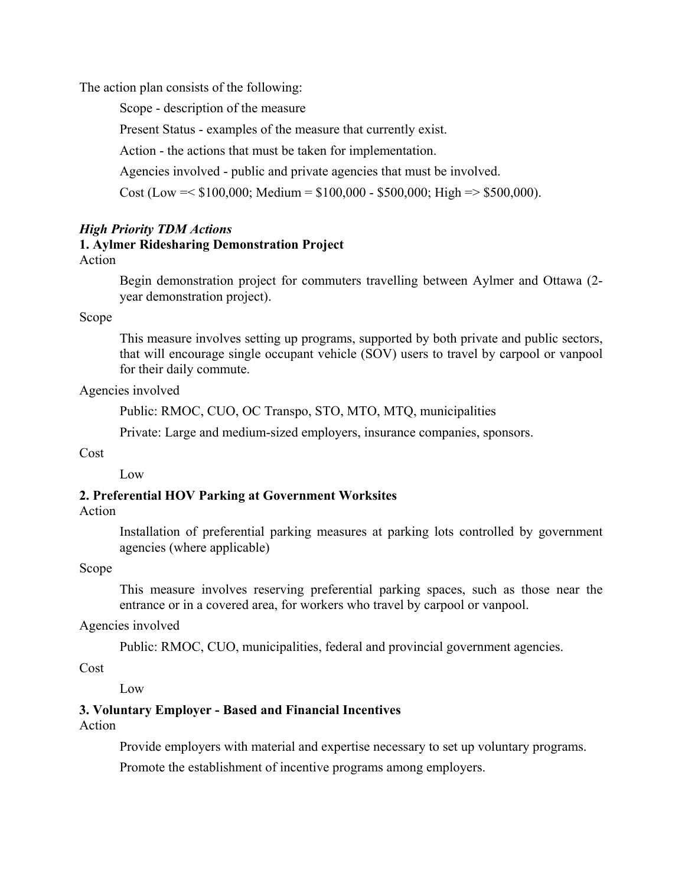The action plan consists of the following:

> Scope - description of the measure
>
> Present Status - examples of the measure that currently exist.
>
> Action - the actions that must be taken for implementation.
>
> Agencies involved - public and private agencies that must be involved.
>
> Cost (Low =< $100,000; Medium = $100,000 - $500,000; High => $500,000).

***High Priority TDM Actions***

**1. Aylmer Ridesharing Demonstration Project**

Action

> Begin demonstration project for commuters travelling between Aylmer and Ottawa (2-year demonstration project).

Scope

> This measure involves setting up programs, supported by both private and public sectors, that will encourage single occupant vehicle (SOV) users to travel by carpool or vanpool for their daily commute.

Agencies involved

> Public: RMOC, CUO, OC Transpo, STO, MTO, MTQ, municipalities
>
> Private: Large and medium-sized employers, insurance companies, sponsors.

Cost

> Low

**2. Preferential HOV Parking at Government Worksites**

Action

> Installation of preferential parking measures at parking lots controlled by government agencies (where applicable)

Scope

> This measure involves reserving preferential parking spaces, such as those near the entrance or in a covered area, for workers who travel by carpool or vanpool.

Agencies involved

> Public: RMOC, CUO, municipalities, federal and provincial government agencies.

Cost

> Low

**3. Voluntary Employer - Based and Financial Incentives**

Action

> Provide employers with material and expertise necessary to set up voluntary programs.
>
> Promote the establishment of incentive programs among employers.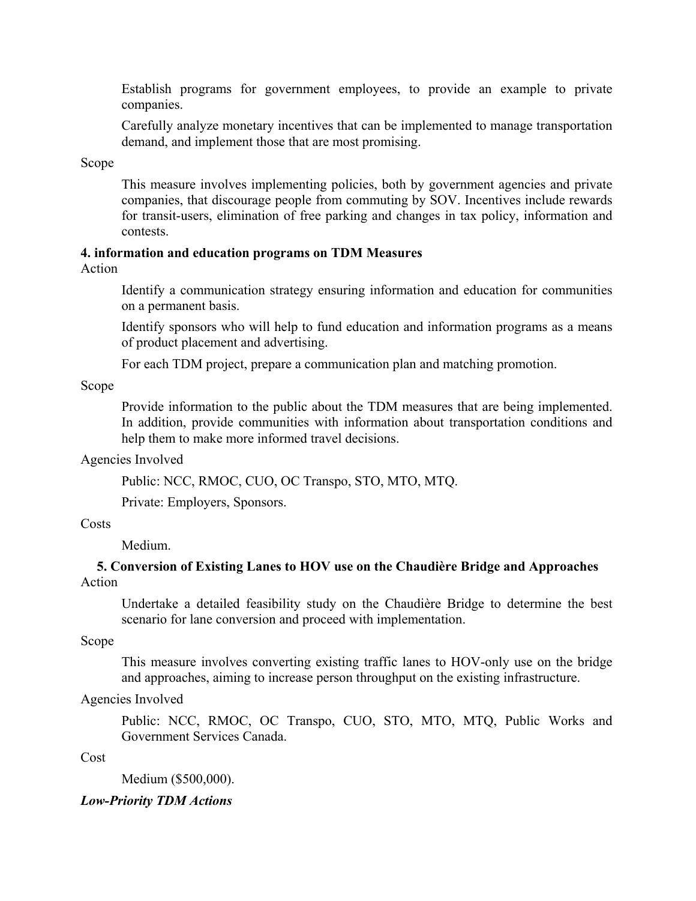Establish programs for government employees, to provide an example to private companies.

Carefully analyze monetary incentives that can be implemented to manage transportation demand, and implement those that are most promising.

Scope

This measure involves implementing policies, both by government agencies and private companies, that discourage people from commuting by SOV. Incentives include rewards for transit-users, elimination of free parking and changes in tax policy, information and contests.

**4. information and education programs on TDM Measures**

Action

Identify a communication strategy ensuring information and education for communities on a permanent basis.

Identify sponsors who will help to fund education and information programs as a means of product placement and advertising.

For each TDM project, prepare a communication plan and matching promotion.

Scope

Provide information to the public about the TDM measures that are being implemented. In addition, provide communities with information about transportation conditions and help them to make more informed travel decisions.

Agencies Involved

Public: NCC, RMOC, CUO, OC Transpo, STO, MTO, MTQ.

Private: Employers, Sponsors.

Costs

Medium.

**5. Conversion of Existing Lanes to HOV use on the Chaudière Bridge and Approaches**

Action

Undertake a detailed feasibility study on the Chaudière Bridge to determine the best scenario for lane conversion and proceed with implementation.

Scope

This measure involves converting existing traffic lanes to HOV-only use on the bridge and approaches, aiming to increase person throughput on the existing infrastructure.

Agencies Involved

Public: NCC, RMOC, OC Transpo, CUO, STO, MTO, MTQ, Public Works and Government Services Canada.

Cost

Medium ($500,000).

***Low-Priority TDM Actions***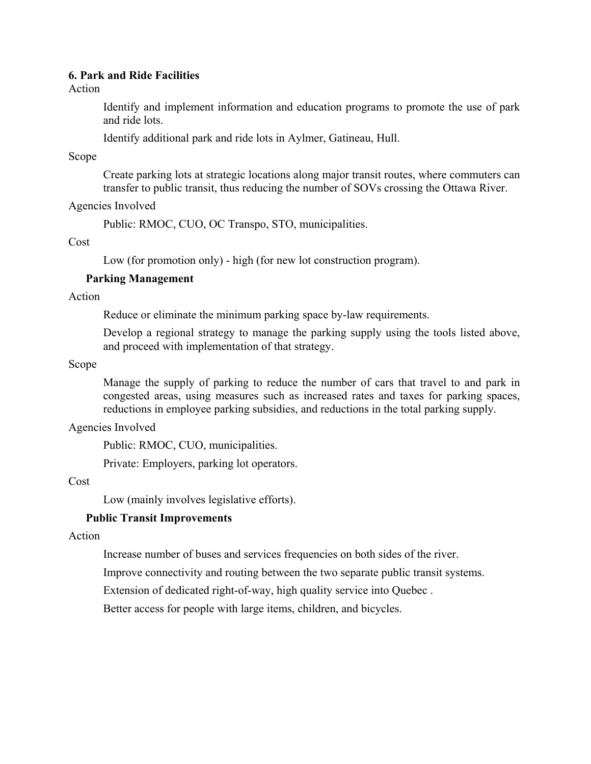### 6. Park and Ride Facilities

Action

Identify and implement information and education programs to promote the use of park and ride lots.

Identify additional park and ride lots in Aylmer, Gatineau, Hull.

Scope

Create parking lots at strategic locations along major transit routes, where commuters can transfer to public transit, thus reducing the number of SOVs crossing the Ottawa River.

Agencies Involved

Public: RMOC, CUO, OC Transpo, STO, municipalities.

Cost

Low (for promotion only) - high (for new lot construction program).

### Parking Management

Action

Reduce or eliminate the minimum parking space by-law requirements.

Develop a regional strategy to manage the parking supply using the tools listed above, and proceed with implementation of that strategy.

Scope

Manage the supply of parking to reduce the number of cars that travel to and park in congested areas, using measures such as increased rates and taxes for parking spaces, reductions in employee parking subsidies, and reductions in the total parking supply.

Agencies Involved

Public: RMOC, CUO, municipalities.

Private: Employers, parking lot operators.

Cost

Low (mainly involves legislative efforts).

### Public Transit Improvements

Action

Increase number of buses and services frequencies on both sides of the river.

Improve connectivity and routing between the two separate public transit systems.

Extension of dedicated right-of-way, high quality service into Quebec .

Better access for people with large items, children, and bicycles.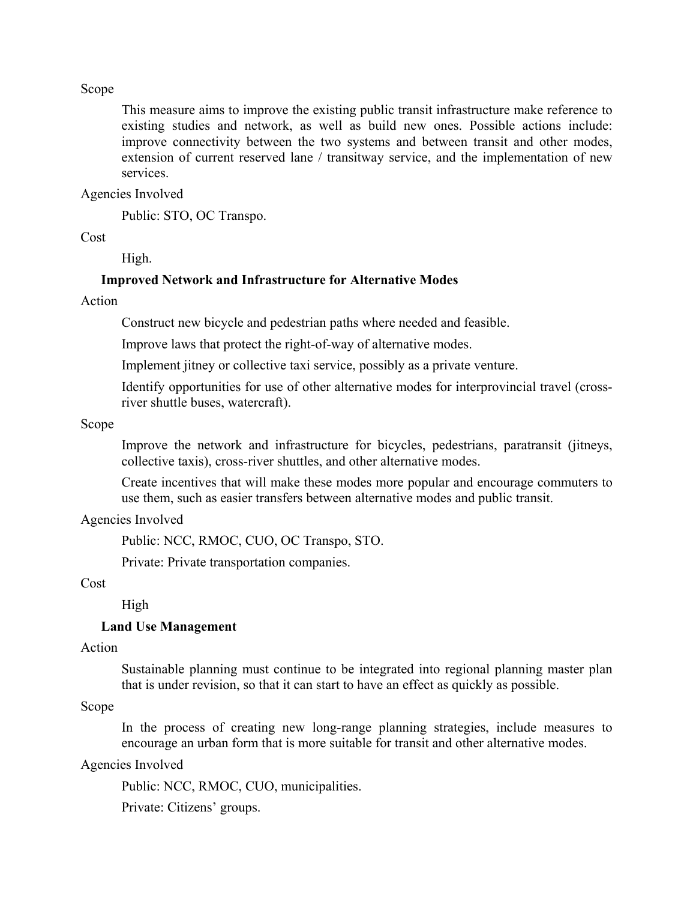Scope

This measure aims to improve the existing public transit infrastructure make reference to existing studies and network, as well as build new ones. Possible actions include: improve connectivity between the two systems and between transit and other modes, extension of current reserved lane / transitway service, and the implementation of new services.

Agencies Involved

Public: STO, OC Transpo.

Cost

High.

**Improved Network and Infrastructure for Alternative Modes**

Action

Construct new bicycle and pedestrian paths where needed and feasible.

Improve laws that protect the right-of-way of alternative modes.

Implement jitney or collective taxi service, possibly as a private venture.

Identify opportunities for use of other alternative modes for interprovincial travel (cross-river shuttle buses, watercraft).

Scope

Improve the network and infrastructure for bicycles, pedestrians, paratransit (jitneys, collective taxis), cross-river shuttles, and other alternative modes.

Create incentives that will make these modes more popular and encourage commuters to use them, such as easier transfers between alternative modes and public transit.

Agencies Involved

Public: NCC, RMOC, CUO, OC Transpo, STO.

Private: Private transportation companies.

Cost

High

**Land Use Management**

Action

Sustainable planning must continue to be integrated into regional planning master plan that is under revision, so that it can start to have an effect as quickly as possible.

Scope

In the process of creating new long-range planning strategies, include measures to encourage an urban form that is more suitable for transit and other alternative modes.

Agencies Involved

Public: NCC, RMOC, CUO, municipalities.

Private: Citizens' groups.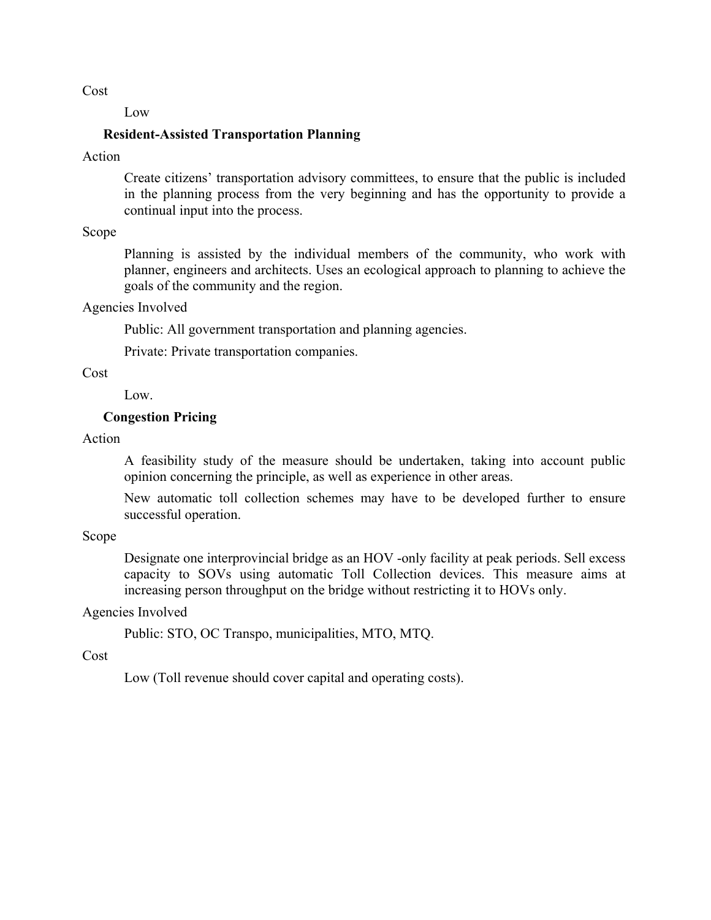Cost

Low

### Resident-Assisted Transportation Planning

Action

Create citizens' transportation advisory committees, to ensure that the public is included in the planning process from the very beginning and has the opportunity to provide a continual input into the process.

Scope

Planning is assisted by the individual members of the community, who work with planner, engineers and architects. Uses an ecological approach to planning to achieve the goals of the community and the region.

Agencies Involved

Public: All government transportation and planning agencies.

Private: Private transportation companies.

Cost

Low.

### Congestion Pricing

Action

A feasibility study of the measure should be undertaken, taking into account public opinion concerning the principle, as well as experience in other areas.

New automatic toll collection schemes may have to be developed further to ensure successful operation.

Scope

Designate one interprovincial bridge as an HOV -only facility at peak periods. Sell excess capacity to SOVs using automatic Toll Collection devices. This measure aims at increasing person throughput on the bridge without restricting it to HOVs only.

Agencies Involved

Public: STO, OC Transpo, municipalities, MTO, MTQ.

Cost

Low (Toll revenue should cover capital and operating costs).